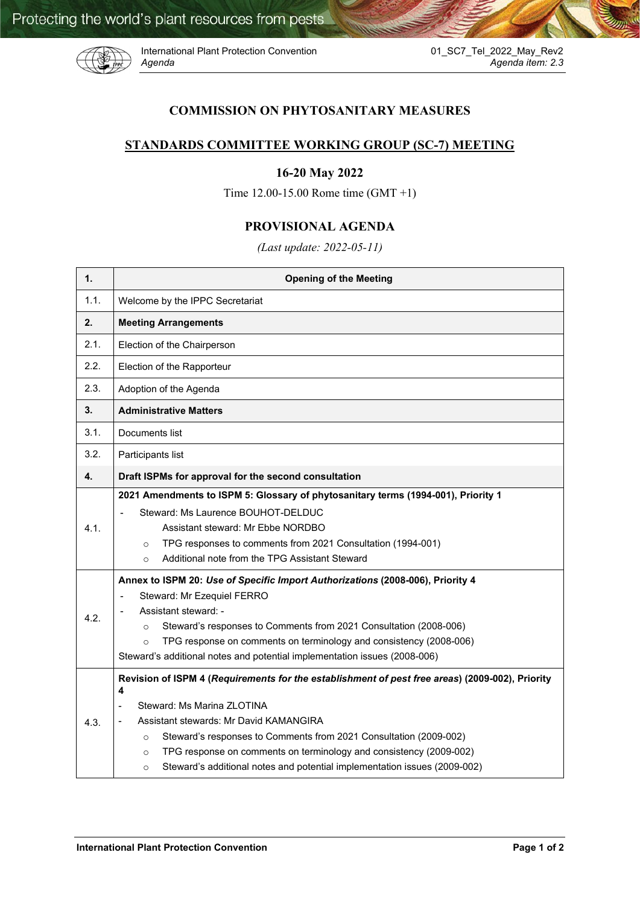International Plant Protection Convention
*Agenda*

01_SC7_Tel_2022_May_Rev2
*Agenda item: 2.3*

## COMMISSION ON PHYTOSANITARY MEASURES

## STANDARDS COMMITTEE WORKING GROUP (SC-7) MEETING

### 16-20 May 2022

Time 12.00-15.00 Rome time (GMT +1)

## PROVISIONAL AGENDA

*(Last update: 2022-05-11)*

| 1. | Opening of the Meeting |
|---|---|
| 1.1. | Welcome by the IPPC Secretariat |
| **2.** | **Meeting Arrangements** |
| 2.1. | Election of the Chairperson |
| 2.2. | Election of the Rapporteur |
| 2.3. | Adoption of the Agenda |
| **3.** | **Administrative Matters** |
| 3.1. | Documents list |
| 3.2. | Participants list |
| **4.** | **Draft ISPMs for approval for the second consultation** |
| 4.1. | **2021 Amendments to ISPM 5: Glossary of phytosanitary terms (1994-001), Priority 1**<br>- Steward: Ms Laurence BOUHOT-DELDUC<br>Assistant steward: Mr Ebbe NORDBO<br>○ TPG responses to comments from 2021 Consultation (1994-001)<br>○ Additional note from the TPG Assistant Steward |
| 4.2. | **Annex to ISPM 20: *Use of Specific Import Authorizations* (2008-006), Priority 4**<br>- Steward: Mr Ezequiel FERRO<br>- Assistant steward: -<br>○ Steward's responses to Comments from 2021 Consultation (2008-006)<br>○ TPG response on comments on terminology and consistency (2008-006)<br>Steward's additional notes and potential implementation issues (2008-006) |
| 4.3. | **Revision of ISPM 4 (*Requirements for the establishment of pest free areas*) (2009-002), Priority 4**<br>- Steward: Ms Marina ZLOTINA<br>- Assistant stewards: Mr David KAMANGIRA<br>○ Steward's responses to Comments from 2021 Consultation (2009-002)<br>○ TPG response on comments on terminology and consistency (2009-002)<br>○ Steward's additional notes and potential implementation issues (2009-002) |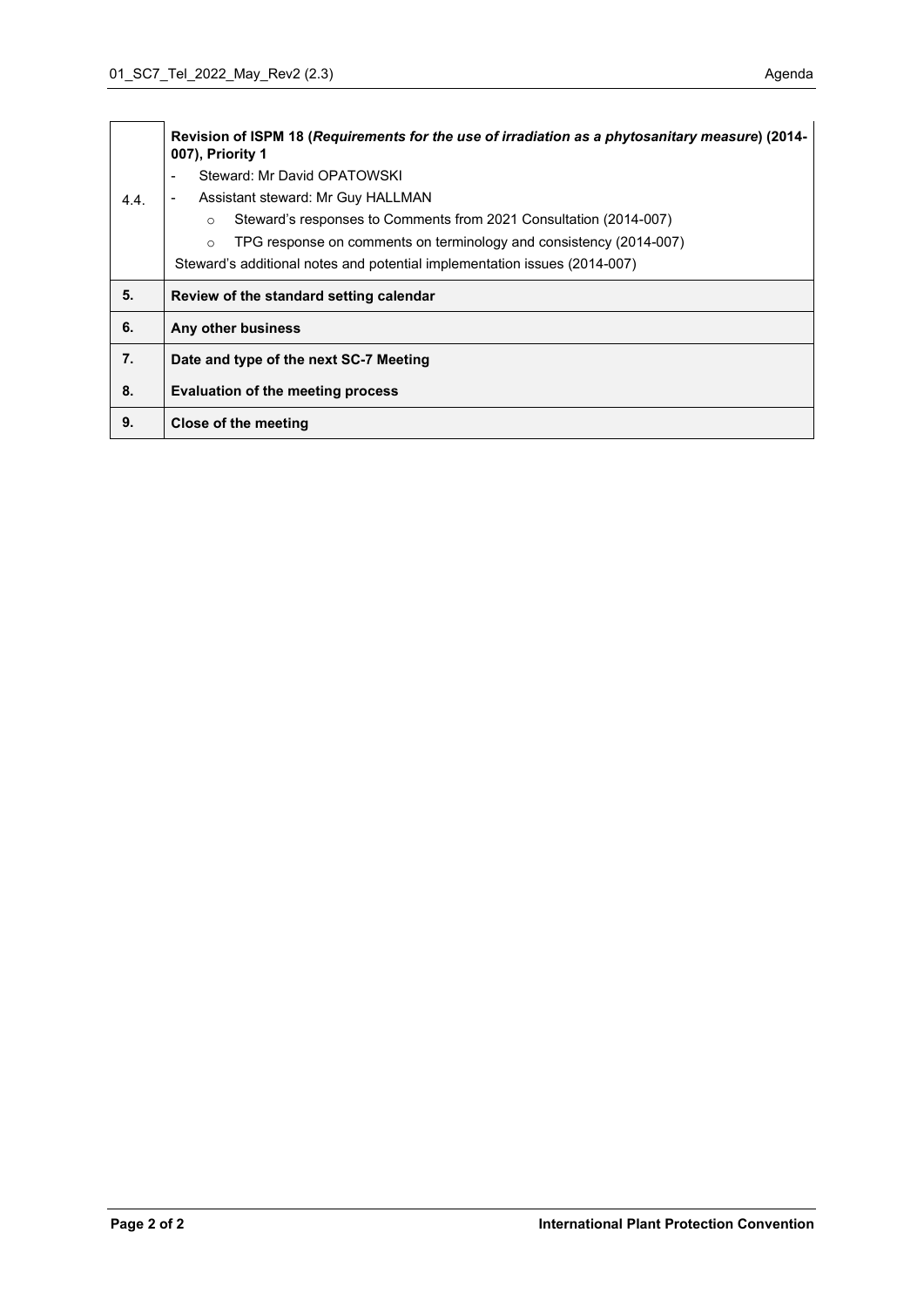| | |
|---|---|
| 4.4. | **Revision of ISPM 18 (*Requirements for the use of irradiation as a phytosanitary measure*) (2014-007), Priority 1**<br>- Steward: Mr David OPATOWSKI<br>- Assistant steward: Mr Guy HALLMAN<br>&nbsp;&nbsp;&nbsp;&nbsp;○ Steward's responses to Comments from 2021 Consultation (2014-007)<br>&nbsp;&nbsp;&nbsp;&nbsp;○ TPG response on comments on terminology and consistency (2014-007)<br>Steward's additional notes and potential implementation issues (2014-007) |
| **5.** | **Review of the standard setting calendar** |
| **6.** | **Any other business** |
| **7.** | **Date and type of the next SC-7 Meeting** |
| **8.** | **Evaluation of the meeting process** |
| **9.** | **Close of the meeting** |